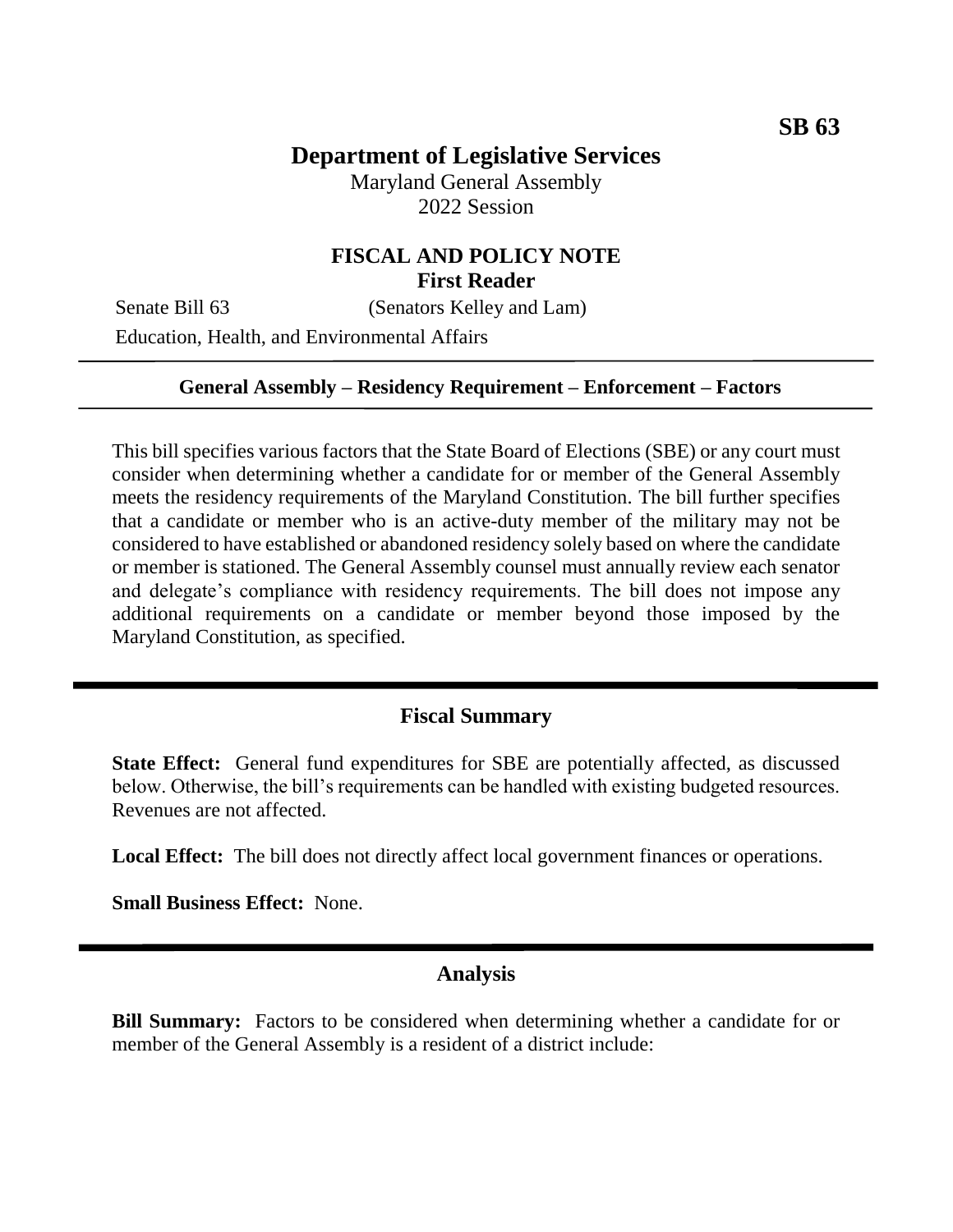**SB 63**

# Department of Legislative Services

Maryland General Assembly
2022 Session

## FISCAL AND POLICY NOTE
**First Reader**

Senate Bill 63 (Senators Kelley and Lam)

Education, Health, and Environmental Affairs

---

**General Assembly – Residency Requirement – Enforcement – Factors**

---

This bill specifies various factors that the State Board of Elections (SBE) or any court must consider when determining whether a candidate for or member of the General Assembly meets the residency requirements of the Maryland Constitution. The bill further specifies that a candidate or member who is an active-duty member of the military may not be considered to have established or abandoned residency solely based on where the candidate or member is stationed. The General Assembly counsel must annually review each senator and delegate's compliance with residency requirements. The bill does not impose any additional requirements on a candidate or member beyond those imposed by the Maryland Constitution, as specified.

---

## Fiscal Summary

**State Effect:** General fund expenditures for SBE are potentially affected, as discussed below. Otherwise, the bill's requirements can be handled with existing budgeted resources. Revenues are not affected.

**Local Effect:** The bill does not directly affect local government finances or operations.

**Small Business Effect:** None.

---

## Analysis

**Bill Summary:** Factors to be considered when determining whether a candidate for or member of the General Assembly is a resident of a district include: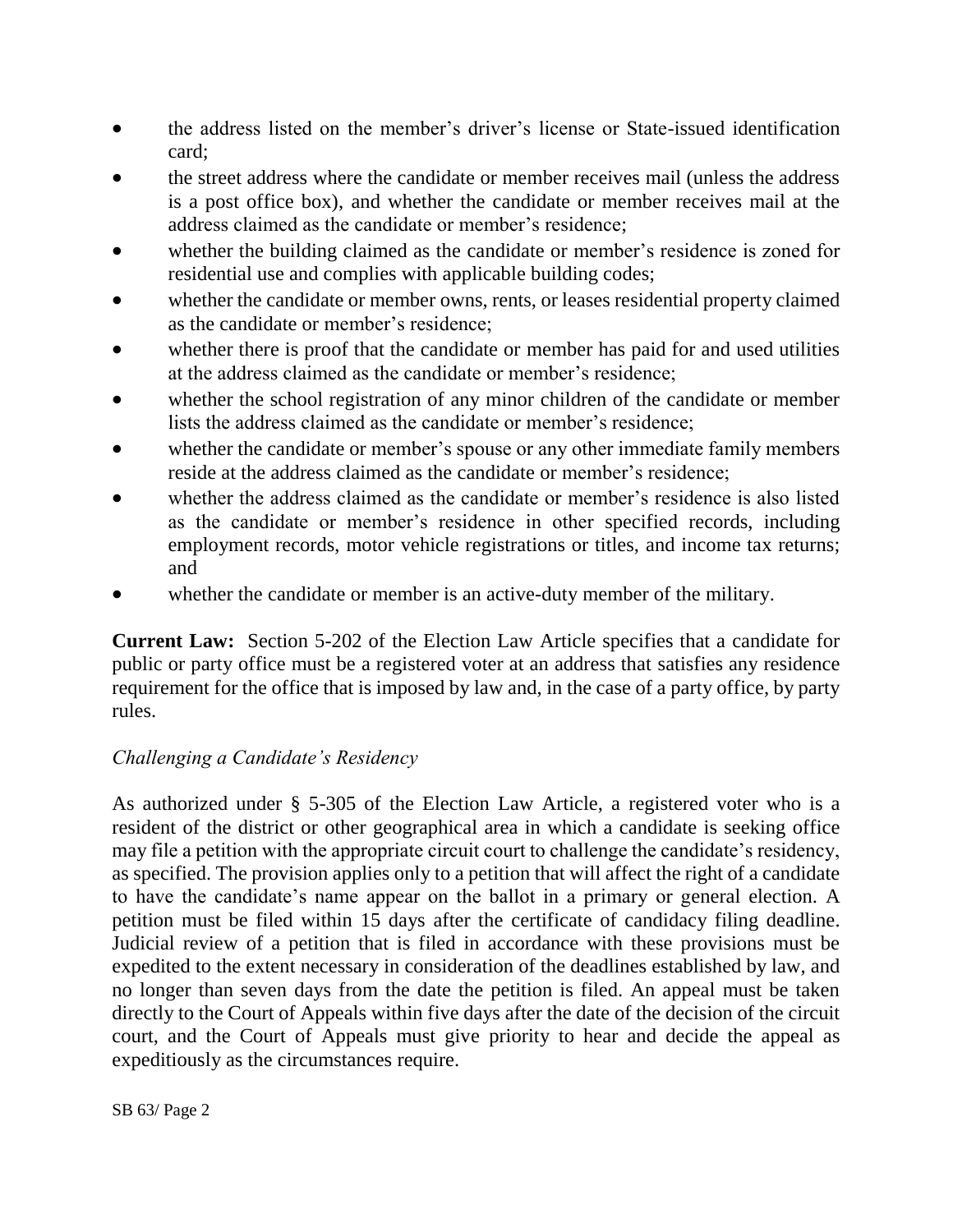- the address listed on the member's driver's license or State-issued identification card;
- the street address where the candidate or member receives mail (unless the address is a post office box), and whether the candidate or member receives mail at the address claimed as the candidate or member's residence;
- whether the building claimed as the candidate or member's residence is zoned for residential use and complies with applicable building codes;
- whether the candidate or member owns, rents, or leases residential property claimed as the candidate or member's residence;
- whether there is proof that the candidate or member has paid for and used utilities at the address claimed as the candidate or member's residence;
- whether the school registration of any minor children of the candidate or member lists the address claimed as the candidate or member's residence;
- whether the candidate or member's spouse or any other immediate family members reside at the address claimed as the candidate or member's residence;
- whether the address claimed as the candidate or member's residence is also listed as the candidate or member's residence in other specified records, including employment records, motor vehicle registrations or titles, and income tax returns; and
- whether the candidate or member is an active-duty member of the military.

**Current Law:** Section 5-202 of the Election Law Article specifies that a candidate for public or party office must be a registered voter at an address that satisfies any residence requirement for the office that is imposed by law and, in the case of a party office, by party rules.

*Challenging a Candidate's Residency*

As authorized under § 5-305 of the Election Law Article, a registered voter who is a resident of the district or other geographical area in which a candidate is seeking office may file a petition with the appropriate circuit court to challenge the candidate's residency, as specified. The provision applies only to a petition that will affect the right of a candidate to have the candidate's name appear on the ballot in a primary or general election. A petition must be filed within 15 days after the certificate of candidacy filing deadline. Judicial review of a petition that is filed in accordance with these provisions must be expedited to the extent necessary in consideration of the deadlines established by law, and no longer than seven days from the date the petition is filed. An appeal must be taken directly to the Court of Appeals within five days after the date of the decision of the circuit court, and the Court of Appeals must give priority to hear and decide the appeal as expeditiously as the circumstances require.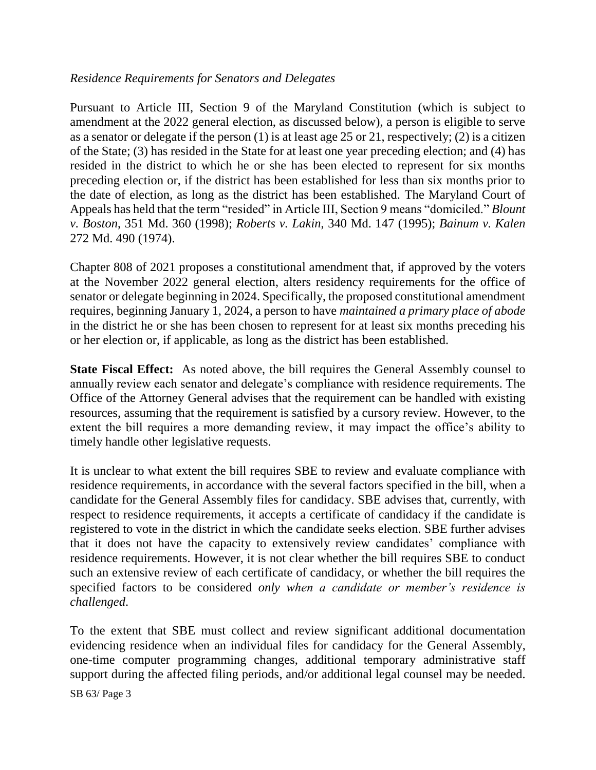*Residence Requirements for Senators and Delegates*

Pursuant to Article III, Section 9 of the Maryland Constitution (which is subject to amendment at the 2022 general election, as discussed below), a person is eligible to serve as a senator or delegate if the person (1) is at least age 25 or 21, respectively; (2) is a citizen of the State; (3) has resided in the State for at least one year preceding election; and (4) has resided in the district to which he or she has been elected to represent for six months preceding election or, if the district has been established for less than six months prior to the date of election, as long as the district has been established. The Maryland Court of Appeals has held that the term "resided" in Article III, Section 9 means "domiciled." *Blount v. Boston*, 351 Md. 360 (1998); *Roberts v. Lakin*, 340 Md. 147 (1995); *Bainum v. Kalen* 272 Md. 490 (1974).

Chapter 808 of 2021 proposes a constitutional amendment that, if approved by the voters at the November 2022 general election, alters residency requirements for the office of senator or delegate beginning in 2024. Specifically, the proposed constitutional amendment requires, beginning January 1, 2024, a person to have *maintained a primary place of abode* in the district he or she has been chosen to represent for at least six months preceding his or her election or, if applicable, as long as the district has been established.

**State Fiscal Effect:** As noted above, the bill requires the General Assembly counsel to annually review each senator and delegate's compliance with residence requirements. The Office of the Attorney General advises that the requirement can be handled with existing resources, assuming that the requirement is satisfied by a cursory review. However, to the extent the bill requires a more demanding review, it may impact the office's ability to timely handle other legislative requests.

It is unclear to what extent the bill requires SBE to review and evaluate compliance with residence requirements, in accordance with the several factors specified in the bill, when a candidate for the General Assembly files for candidacy. SBE advises that, currently, with respect to residence requirements, it accepts a certificate of candidacy if the candidate is registered to vote in the district in which the candidate seeks election. SBE further advises that it does not have the capacity to extensively review candidates' compliance with residence requirements. However, it is not clear whether the bill requires SBE to conduct such an extensive review of each certificate of candidacy, or whether the bill requires the specified factors to be considered *only when a candidate or member's residence is challenged*.

To the extent that SBE must collect and review significant additional documentation evidencing residence when an individual files for candidacy for the General Assembly, one-time computer programming changes, additional temporary administrative staff support during the affected filing periods, and/or additional legal counsel may be needed.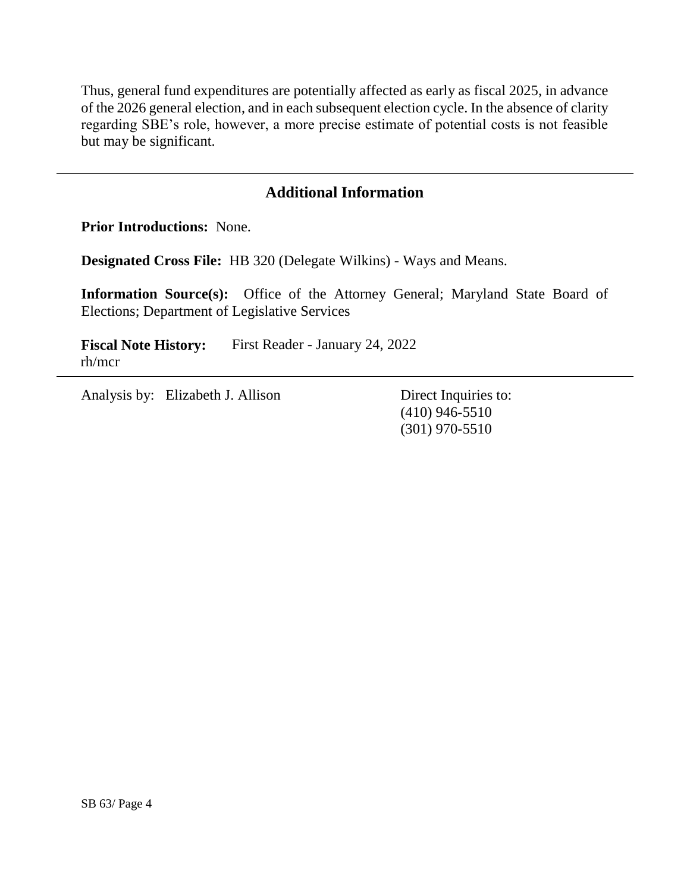Thus, general fund expenditures are potentially affected as early as fiscal 2025, in advance of the 2026 general election, and in each subsequent election cycle. In the absence of clarity regarding SBE's role, however, a more precise estimate of potential costs is not feasible but may be significant.

## Additional Information

**Prior Introductions:** None.

**Designated Cross File:** HB 320 (Delegate Wilkins) - Ways and Means.

**Information Source(s):** Office of the Attorney General; Maryland State Board of Elections; Department of Legislative Services

**Fiscal Note History:** First Reader - January 24, 2022
rh/mcr

Analysis by: Elizabeth J. Allison

Direct Inquiries to:
(410) 946-5510
(301) 970-5510